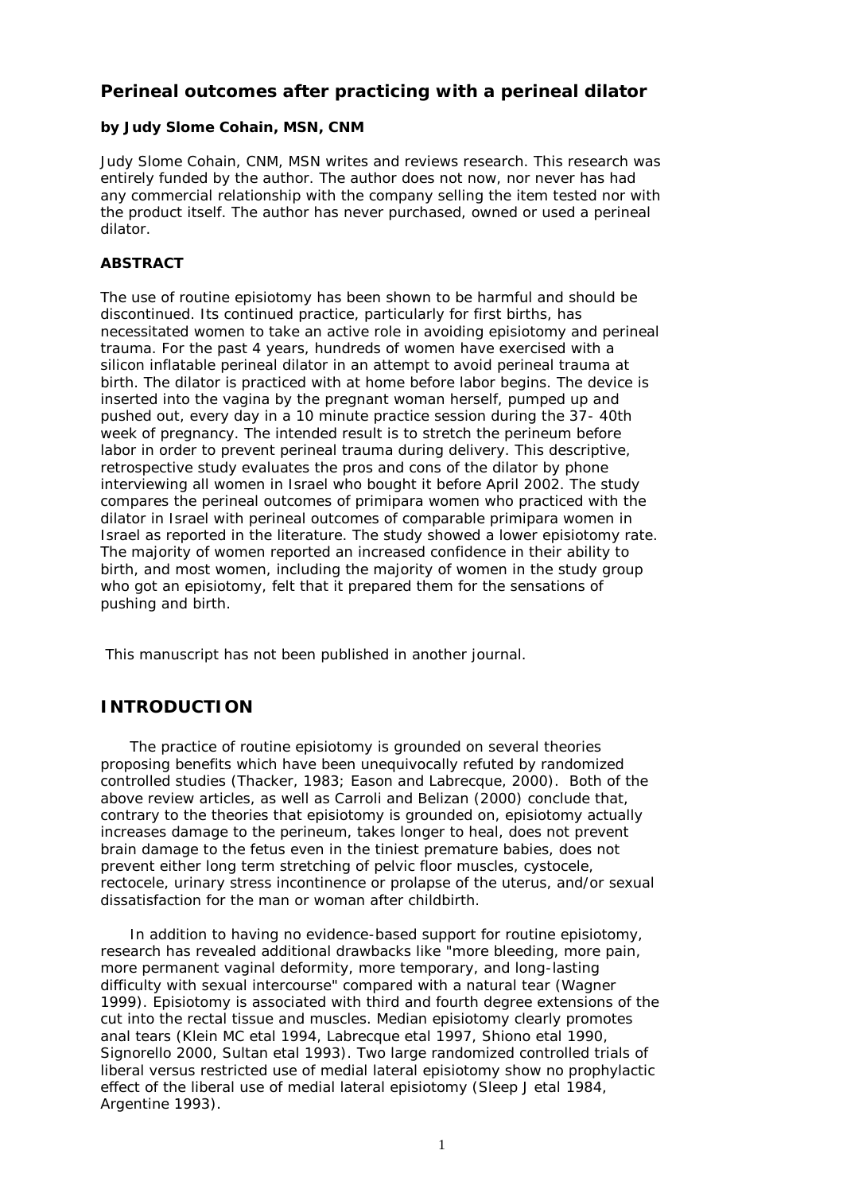## Perineal outcomes after practicing with a perineal dilator

**by Judy Slome Cohain, MSN, CNM**

Judy Slome Cohain, CNM, MSN writes and reviews research. This research was entirely funded by the author. The author does not now, nor never has had any commercial relationship with the company selling the item tested nor with the product itself. The author has never purchased, owned or used a perineal dilator.

**ABSTRACT**

The use of routine episiotomy has been shown to be harmful and should be discontinued. Its continued practice, particularly for first births, has necessitated women to take an active role in avoiding episiotomy and perineal trauma. For the past 4 years, hundreds of women have exercised with a silicon inflatable perineal dilator in an attempt to avoid perineal trauma at birth. The dilator is practiced with at home before labor begins. The device is inserted into the vagina by the pregnant woman herself, pumped up and pushed out, every day in a 10 minute practice session during the 37- 40th week of pregnancy. The intended result is to stretch the perineum before labor in order to prevent perineal trauma during delivery. This descriptive, retrospective study evaluates the pros and cons of the dilator by phone interviewing all women in Israel who bought it before April 2002. The study compares the perineal outcomes of primipara women who practiced with the dilator in Israel with perineal outcomes of comparable primipara women in Israel as reported in the literature. The study showed a lower episiotomy rate. The majority of women reported an increased confidence in their ability to birth, and most women, including the majority of women in the study group who got an episiotomy, felt that it prepared them for the sensations of pushing and birth.

This manuscript has not been published in another journal.

## INTRODUCTION

The practice of routine episiotomy is grounded on several theories proposing benefits which have been unequivocally refuted by randomized controlled studies (Thacker, 1983; Eason and Labrecque, 2000). Both of the above review articles, as well as Carroli and Belizan (2000) conclude that, contrary to the theories that episiotomy is grounded on, episiotomy actually increases damage to the perineum, takes longer to heal, does not prevent brain damage to the fetus even in the tiniest premature babies, does not prevent either long term stretching of pelvic floor muscles, cystocele, rectocele, urinary stress incontinence or prolapse of the uterus, and/or sexual dissatisfaction for the man or woman after childbirth.

In addition to having no evidence-based support for routine episiotomy, research has revealed additional drawbacks like "more bleeding, more pain, more permanent vaginal deformity, more temporary, and long-lasting difficulty with sexual intercourse" compared with a natural tear (Wagner 1999). Episiotomy is associated with third and fourth degree extensions of the cut into the rectal tissue and muscles. Median episiotomy clearly promotes anal tears (Klein MC etal 1994, Labrecque etal 1997, Shiono etal 1990, Signorello 2000, Sultan etal 1993). Two large randomized controlled trials of liberal versus restricted use of medial lateral episiotomy show no prophylactic effect of the liberal use of medial lateral episiotomy (Sleep J etal 1984, Argentine 1993).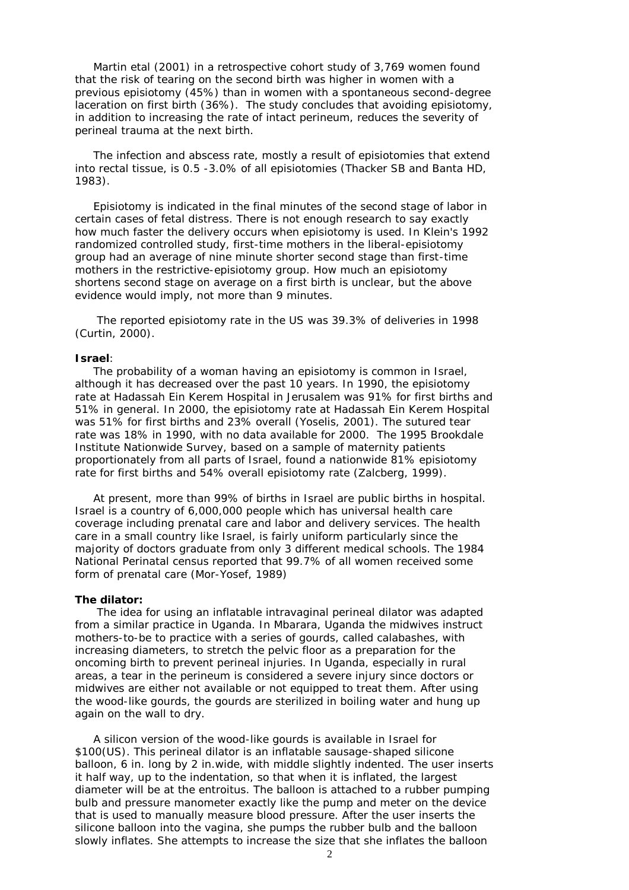Martin etal (2001) in a retrospective cohort study of 3,769 women found that the risk of tearing on the second birth was higher in women with a previous episiotomy (45%) than in women with a spontaneous second-degree laceration on first birth (36%). The study concludes that avoiding episiotomy, in addition to increasing the rate of intact perineum, reduces the severity of perineal trauma at the next birth.

The infection and abscess rate, mostly a result of episiotomies that extend into rectal tissue, is 0.5 -3.0% of all episiotomies (Thacker SB and Banta HD, 1983).

Episiotomy is indicated in the final minutes of the second stage of labor in certain cases of fetal distress. There is not enough research to say exactly how much faster the delivery occurs when episiotomy is used. In Klein's 1992 randomized controlled study, first-time mothers in the liberal-episiotomy group had an average of nine minute shorter second stage than first-time mothers in the restrictive-episiotomy group. How much an episiotomy shortens second stage on average on a first birth is unclear, but the above evidence would imply, not more than 9 minutes.

The reported episiotomy rate in the US was 39.3% of deliveries in 1998 (Curtin, 2000).

**Israel**:

The probability of a woman having an episiotomy is common in Israel, although it has decreased over the past 10 years. In 1990, the episiotomy rate at Hadassah Ein Kerem Hospital in Jerusalem was 91% for first births and 51% in general. In 2000, the episiotomy rate at Hadassah Ein Kerem Hospital was 51% for first births and 23% overall (Yoselis, 2001). The sutured tear rate was 18% in 1990, with no data available for 2000. The 1995 Brookdale Institute Nationwide Survey, based on a sample of maternity patients proportionately from all parts of Israel, found a nationwide 81% episiotomy rate for first births and 54% overall episiotomy rate (Zalcberg, 1999).

At present, more than 99% of births in Israel are public births in hospital. Israel is a country of 6,000,000 people which has universal health care coverage including prenatal care and labor and delivery services. The health care in a small country like Israel, is fairly uniform particularly since the majority of doctors graduate from only 3 different medical schools. The 1984 National Perinatal census reported that 99.7% of all women received some form of prenatal care (Mor-Yosef, 1989)

**The dilator:**

The idea for using an inflatable intravaginal perineal dilator was adapted from a similar practice in Uganda. In Mbarara, Uganda the midwives instruct mothers-to-be to practice with a series of gourds, called calabashes, with increasing diameters, to stretch the pelvic floor as a preparation for the oncoming birth to prevent perineal injuries. In Uganda, especially in rural areas, a tear in the perineum is considered a severe injury since doctors or midwives are either not available or not equipped to treat them. After using the wood-like gourds, the gourds are sterilized in boiling water and hung up again on the wall to dry.

A silicon version of the wood-like gourds is available in Israel for $100(US). This perineal dilator is an inflatable sausage-shaped silicone balloon, 6 in. long by 2 in.wide, with middle slightly indented. The user inserts it half way, up to the indentation, so that when it is inflated, the largest diameter will be at the entroitus. The balloon is attached to a rubber pumping bulb and pressure manometer exactly like the pump and meter on the device that is used to manually measure blood pressure. After the user inserts the silicone balloon into the vagina, she pumps the rubber bulb and the balloon slowly inflates. She attempts to increase the size that she inflates the balloon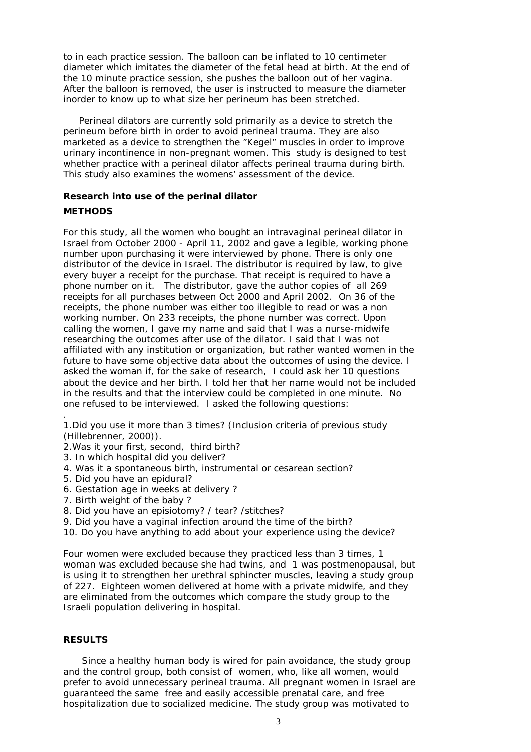to in each practice session. The balloon can be inflated to 10 centimeter diameter which imitates the diameter of the fetal head at birth. At the end of the 10 minute practice session, she pushes the balloon out of her vagina. After the balloon is removed, the user is instructed to measure the diameter inorder to know up to what size her perineum has been stretched.

Perineal dilators are currently sold primarily as a device to stretch the perineum before birth in order to avoid perineal trauma. They are also marketed as a device to strengthen the "Kegel" muscles in order to improve urinary incontinence in non-pregnant women. This study is designed to test whether practice with a perineal dilator affects perineal trauma during birth. This study also examines the womens' assessment of the device.

### Research into use of the perinal dilator

### METHODS

For this study, all the women who bought an intravaginal perineal dilator in Israel from October 2000 - April 11, 2002 and gave a legible, working phone number upon purchasing it were interviewed by phone. There is only one distributor of the device in Israel. The distributor is required by law, to give every buyer a receipt for the purchase. That receipt is required to have a phone number on it. The distributor, gave the author copies of all 269 receipts for all purchases between Oct 2000 and April 2002. On 36 of the receipts, the phone number was either too illegible to read or was a non working number. On 233 receipts, the phone number was correct. Upon calling the women, I gave my name and said that I was a nurse-midwife researching the outcomes after use of the dilator. I said that I was not affiliated with any institution or organization, but rather wanted women in the future to have some objective data about the outcomes of using the device. I asked the woman if, for the sake of research, I could ask her 10 questions about the device and her birth. I told her that her name would not be included in the results and that the interview could be completed in one minute. No one refused to be interviewed. I asked the following questions:

1. Did you use it more than 3 times? (Inclusion criteria of previous study (Hillebrenner, 2000)).
2. Was it your first, second, third birth?
3. In which hospital did you deliver?
4. Was it a spontaneous birth, instrumental or cesarean section?
5. Did you have an epidural?
6. Gestation age in weeks at delivery ?
7. Birth weight of the baby ?
8. Did you have an episiotomy? / tear? /stitches?
9. Did you have a vaginal infection around the time of the birth?
10. Do you have anything to add about your experience using the device?

Four women were excluded because they practiced less than 3 times, 1 woman was excluded because she had twins, and 1 was postmenopausal, but is using it to strengthen her urethral sphincter muscles, leaving a study group of 227. Eighteen women delivered at home with a private midwife, and they are eliminated from the outcomes which compare the study group to the Israeli population delivering in hospital.

### RESULTS

Since a healthy human body is wired for pain avoidance, the study group and the control group, both consist of women, who, like all women, would prefer to avoid unnecessary perineal trauma. All pregnant women in Israel are guaranteed the same free and easily accessible prenatal care, and free hospitalization due to socialized medicine. The study group was motivated to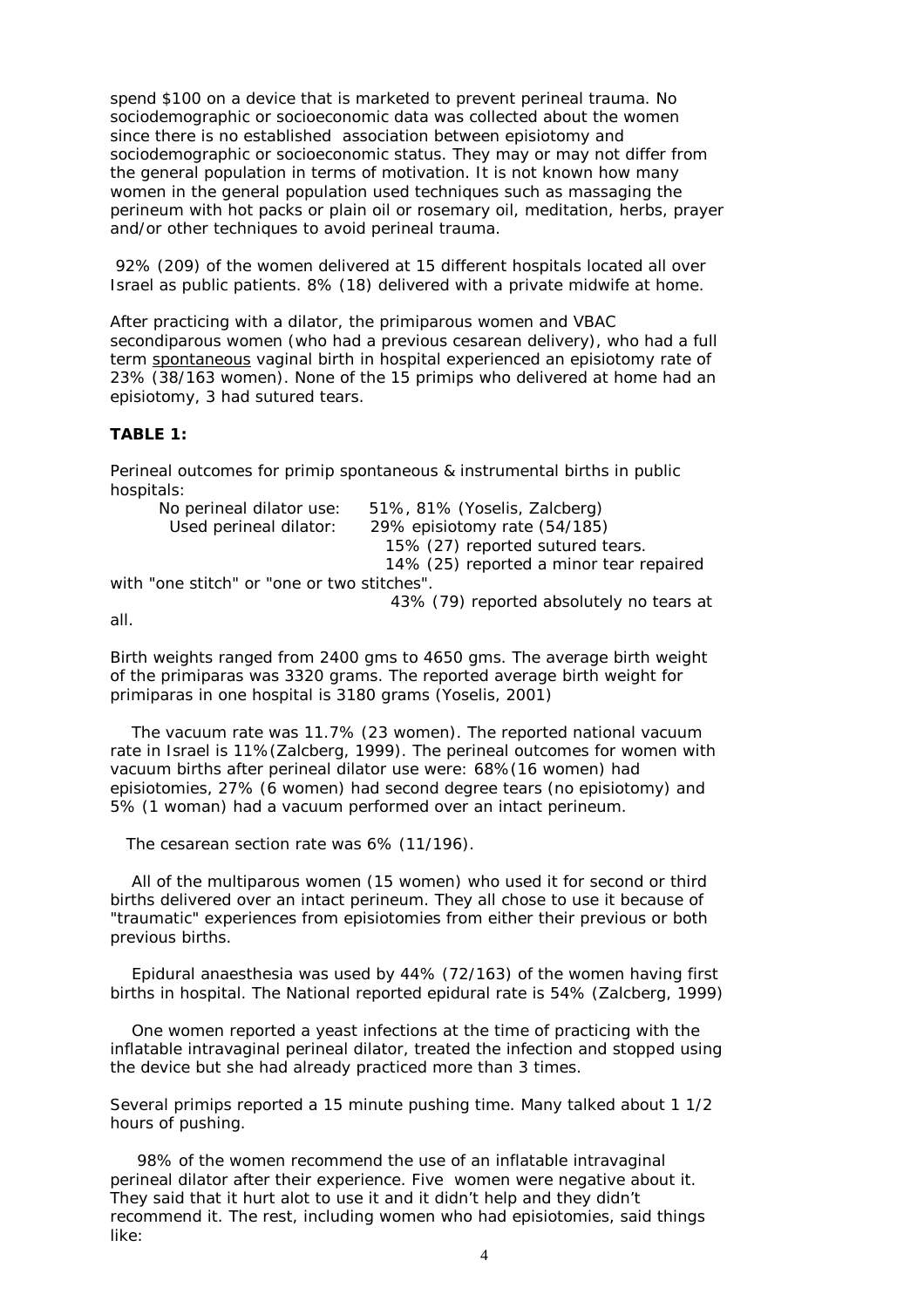spend $100 on a device that is marketed to prevent perineal trauma. No sociodemographic or socioeconomic data was collected about the women since there is no established association between episiotomy and sociodemographic or socioeconomic status. They may or may not differ from the general population in terms of motivation. It is not known how many women in the general population used techniques such as massaging the perineum with hot packs or plain oil or rosemary oil, meditation, herbs, prayer and/or other techniques to avoid perineal trauma.

92% (209) of the women delivered at 15 different hospitals located all over Israel as public patients. 8% (18) delivered with a private midwife at home.

After practicing with a dilator, the primiparous women and VBAC secondiparous women (who had a previous cesarean delivery), who had a full term <u>spontaneous</u> vaginal birth in hospital experienced an episiotomy rate of 23% (38/163 women). None of the 15 primips who delivered at home had an episiotomy, 3 had sutured tears.

**TABLE 1:**

Perineal outcomes for primip spontaneous & instrumental births in public hospitals:

| | |
|---|---|
| No perineal dilator use: | 51%, 81% (Yoselis, Zalcberg) |
| Used perineal dilator: | 29% episiotomy rate (54/185) |
| | 15% (27) reported sutured tears. |
| | 14% (25) reported a minor tear repaired with "one stitch" or "one or two stitches". |
| | 43% (79) reported absolutely no tears at all. |

Birth weights ranged from 2400 gms to 4650 gms. The average birth weight of the primiparas was 3320 grams. The reported average birth weight for primiparas in one hospital is 3180 grams (Yoselis, 2001)

The vacuum rate was 11.7% (23 women). The reported national vacuum rate in Israel is 11%(Zalcberg, 1999). The perineal outcomes for women with vacuum births after perineal dilator use were: 68%(16 women) had episiotomies, 27% (6 women) had second degree tears (no episiotomy) and 5% (1 woman) had a vacuum performed over an intact perineum.

The cesarean section rate was 6% (11/196).

All of the multiparous women (15 women) who used it for second or third births delivered over an intact perineum. They all chose to use it because of "traumatic" experiences from episiotomies from either their previous or both previous births.

Epidural anaesthesia was used by 44% (72/163) of the women having first births in hospital. The National reported epidural rate is 54% (Zalcberg, 1999)

One women reported a yeast infections at the time of practicing with the inflatable intravaginal perineal dilator, treated the infection and stopped using the device but she had already practiced more than 3 times.

Several primips reported a 15 minute pushing time. Many talked about 1 1/2 hours of pushing.

98% of the women recommend the use of an inflatable intravaginal perineal dilator after their experience. Five women were negative about it. They said that it hurt alot to use it and it didn't help and they didn't recommend it. The rest, including women who had episiotomies, said things like: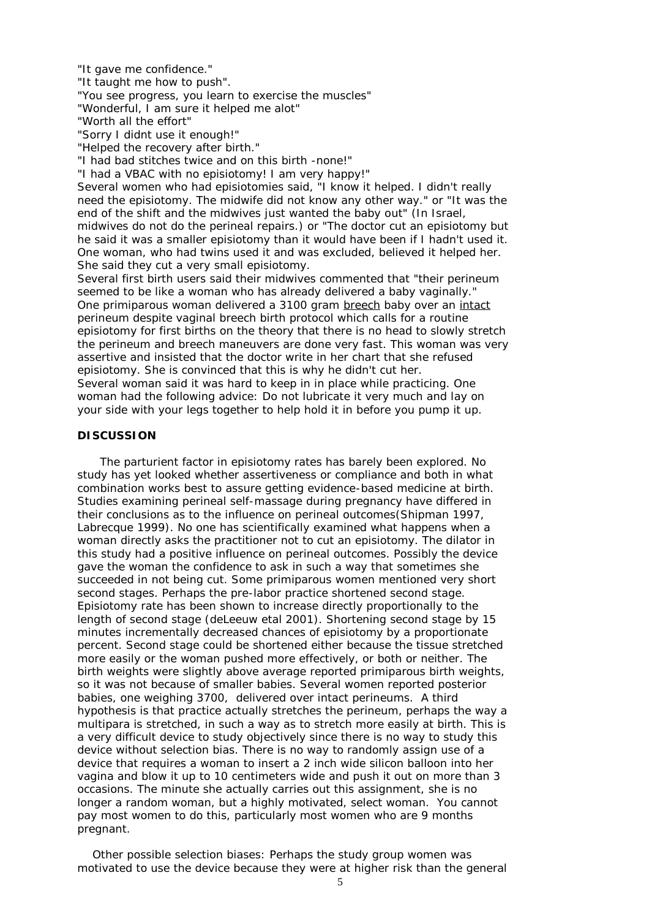"It gave me confidence."

"It taught me how to push".

"You see progress, you learn to exercise the muscles"

"Wonderful, I am sure it helped me alot"

"Worth all the effort"

"Sorry I didnt use it enough!"

"Helped the recovery after birth."

"I had bad stitches twice and on this birth -none!"

"I had a VBAC with no episiotomy! I am very happy!"

Several women who had episiotomies said, "I know it helped. I didn't really need the episiotomy. The midwife did not know any other way." or "It was the end of the shift and the midwives just wanted the baby out" (In Israel, midwives do not do the perineal repairs.) or "The doctor cut an episiotomy but he said it was a smaller episiotomy than it would have been if I hadn't used it. One woman, who had twins used it and was excluded, believed it helped her. She said they cut a very small episiotomy.

Several first birth users said their midwives commented that "their perineum seemed to be like a woman who has already delivered a baby vaginally." One primiparous woman delivered a 3100 gram breech baby over an intact perineum despite vaginal breech birth protocol which calls for a routine episiotomy for first births on the theory that there is no head to slowly stretch the perineum and breech maneuvers are done very fast. This woman was very assertive and insisted that the doctor write in her chart that she refused episiotomy. She is convinced that this is why he didn't cut her.

Several woman said it was hard to keep in in place while practicing. One woman had the following advice: Do not lubricate it very much and lay on your side with your legs together to help hold it in before you pump it up.

## DISCUSSION

The parturient factor in episiotomy rates has barely been explored. No study has yet looked whether assertiveness or compliance and both in what combination works best to assure getting evidence-based medicine at birth. Studies examining perineal self-massage during pregnancy have differed in their conclusions as to the influence on perineal outcomes(Shipman 1997, Labrecque 1999). No one has scientifically examined what happens when a woman directly asks the practitioner not to cut an episiotomy. The dilator in this study had a positive influence on perineal outcomes. Possibly the device gave the woman the confidence to ask in such a way that sometimes she succeeded in not being cut. Some primiparous women mentioned very short second stages. Perhaps the pre-labor practice shortened second stage. Episiotomy rate has been shown to increase directly proportionally to the length of second stage (deLeeuw etal 2001). Shortening second stage by 15 minutes incrementally decreased chances of episiotomy by a proportionate percent. Second stage could be shortened either because the tissue stretched more easily or the woman pushed more effectively, or both or neither. The birth weights were slightly above average reported primiparous birth weights, so it was not because of smaller babies. Several women reported posterior babies, one weighing 3700, delivered over intact perineums. A third hypothesis is that practice actually stretches the perineum, perhaps the way a multipara is stretched, in such a way as to stretch more easily at birth. This is a very difficult device to study objectively since there is no way to study this device without selection bias. There is no way to randomly assign use of a device that requires a woman to insert a 2 inch wide silicon balloon into her vagina and blow it up to 10 centimeters wide and push it out on more than 3 occasions. The minute she actually carries out this assignment, she is no longer a random woman, but a highly motivated, select woman. You cannot pay most women to do this, particularly most women who are 9 months pregnant.

Other possible selection biases: Perhaps the study group women was motivated to use the device because they were at higher risk than the general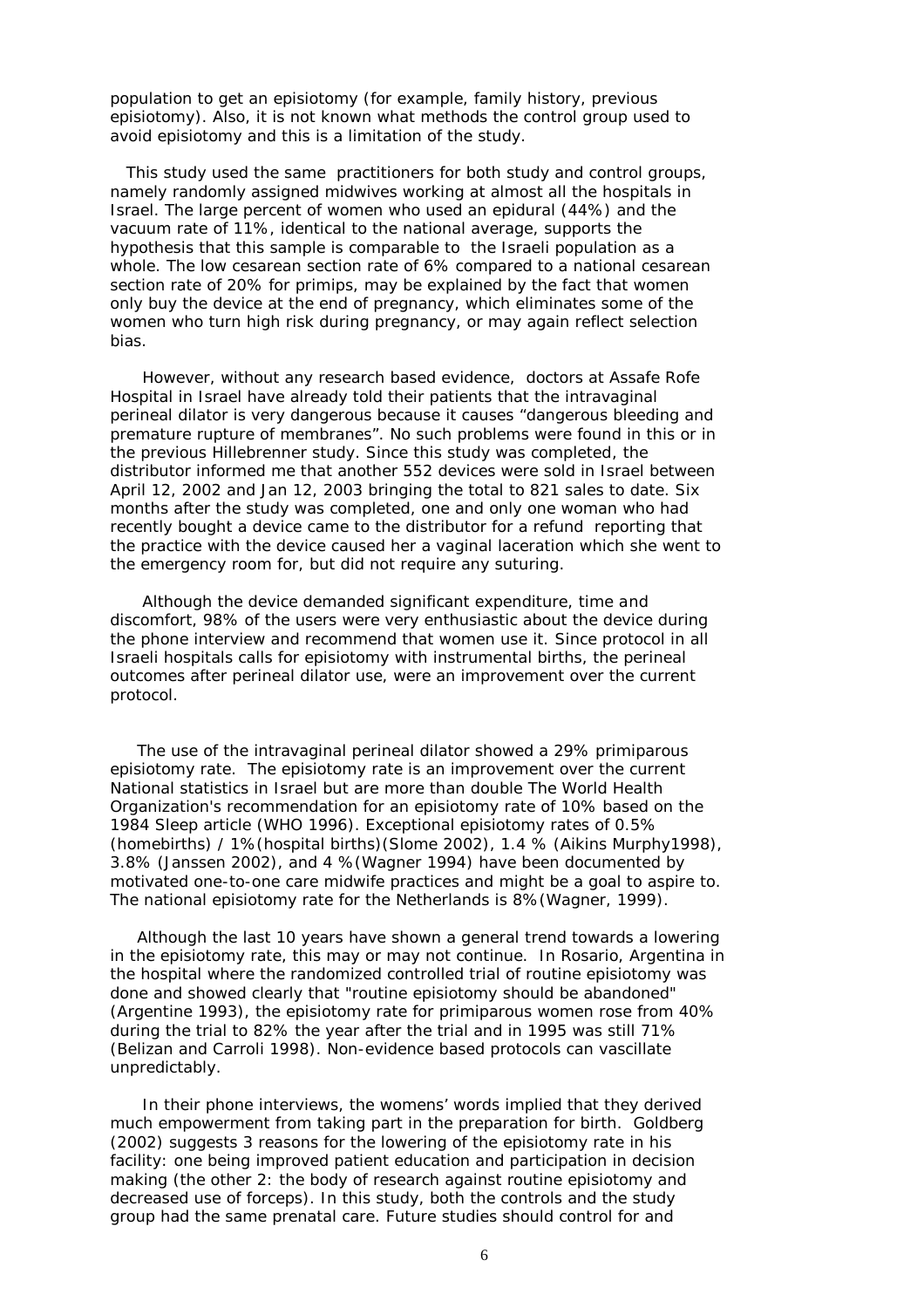population to get an episiotomy (for example, family history, previous episiotomy). Also, it is not known what methods the control group used to avoid episiotomy and this is a limitation of the study.

This study used the same practitioners for both study and control groups, namely randomly assigned midwives working at almost all the hospitals in Israel. The large percent of women who used an epidural (44%) and the vacuum rate of 11%, identical to the national average, supports the hypothesis that this sample is comparable to the Israeli population as a whole. The low cesarean section rate of 6% compared to a national cesarean section rate of 20% for primips, may be explained by the fact that women only buy the device at the end of pregnancy, which eliminates some of the women who turn high risk during pregnancy, or may again reflect selection bias.

However, without any research based evidence, doctors at Assafe Rofe Hospital in Israel have already told their patients that the intravaginal perineal dilator is very dangerous because it causes "dangerous bleeding and premature rupture of membranes". No such problems were found in this or in the previous Hillebrenner study. Since this study was completed, the distributor informed me that another 552 devices were sold in Israel between April 12, 2002 and Jan 12, 2003 bringing the total to 821 sales to date. Six months after the study was completed, one and only one woman who had recently bought a device came to the distributor for a refund reporting that the practice with the device caused her a vaginal laceration which she went to the emergency room for, but did not require any suturing.

Although the device demanded significant expenditure, time and discomfort, 98% of the users were very enthusiastic about the device during the phone interview and recommend that women use it. Since protocol in all Israeli hospitals calls for episiotomy with instrumental births, the perineal outcomes after perineal dilator use, were an improvement over the current protocol.

The use of the intravaginal perineal dilator showed a 29% primiparous episiotomy rate. The episiotomy rate is an improvement over the current National statistics in Israel but are more than double The World Health Organization's recommendation for an episiotomy rate of 10% based on the 1984 Sleep article (WHO 1996). Exceptional episiotomy rates of 0.5% (homebirths) / 1%(hospital births)(Slome 2002), 1.4 % (Aikins Murphy1998), 3.8% (Janssen 2002), and 4 %(Wagner 1994) have been documented by motivated one-to-one care midwife practices and might be a goal to aspire to. The national episiotomy rate for the Netherlands is 8%(Wagner, 1999).

Although the last 10 years have shown a general trend towards a lowering in the episiotomy rate, this may or may not continue. In Rosario, Argentina in the hospital where the randomized controlled trial of routine episiotomy was done and showed clearly that "routine episiotomy should be abandoned" (Argentine 1993), the episiotomy rate for primiparous women rose from 40% during the trial to 82% the year after the trial and in 1995 was still 71% (Belizan and Carroli 1998). Non-evidence based protocols can vascillate unpredictably.

In their phone interviews, the womens' words implied that they derived much empowerment from taking part in the preparation for birth. Goldberg (2002) suggests 3 reasons for the lowering of the episiotomy rate in his facility: one being improved patient education and participation in decision making (the other 2: the body of research against routine episiotomy and decreased use of forceps). In this study, both the controls and the study group had the same prenatal care. Future studies should control for and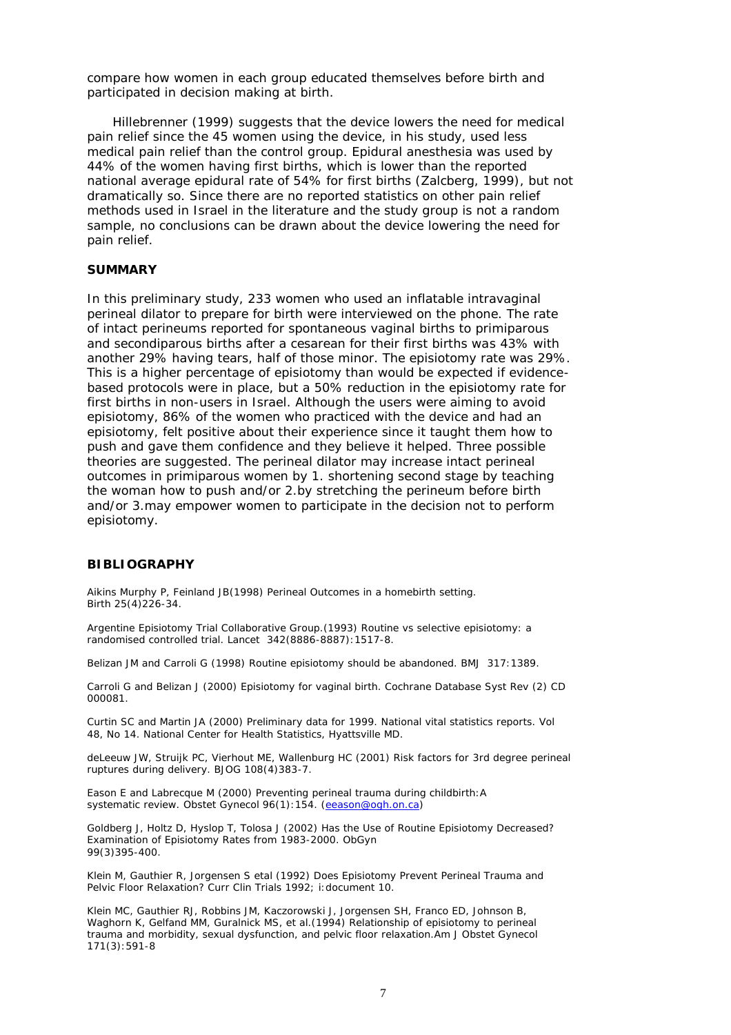compare how women in each group educated themselves before birth and participated in decision making at birth.

Hillebrenner (1999) suggests that the device lowers the need for medical pain relief since the 45 women using the device, in his study, used less medical pain relief than the control group. Epidural anesthesia was used by 44% of the women having first births, which is lower than the reported national average epidural rate of 54% for first births (Zalcberg, 1999), but not dramatically so. Since there are no reported statistics on other pain relief methods used in Israel in the literature and the study group is not a random sample, no conclusions can be drawn about the device lowering the need for pain relief.

## SUMMARY

In this preliminary study, 233 women who used an inflatable intravaginal perineal dilator to prepare for birth were interviewed on the phone. The rate of intact perineums reported for spontaneous vaginal births to primiparous and secondiparous births after a cesarean for their first births was 43% with another 29% having tears, half of those minor. The episiotomy rate was 29%. This is a higher percentage of episiotomy than would be expected if evidence-based protocols were in place, but a 50% reduction in the episiotomy rate for first births in non-users in Israel. Although the users were aiming to avoid episiotomy, 86% of the women who practiced with the device and had an episiotomy, felt positive about their experience since it taught them how to push and gave them confidence and they believe it helped. Three possible theories are suggested. The perineal dilator may increase intact perineal outcomes in primiparous women by 1. shortening second stage by teaching the woman how to push and/or 2.by stretching the perineum before birth and/or 3.may empower women to participate in the decision not to perform episiotomy.

## BIBLIOGRAPHY

Aikins Murphy P, Feinland JB(1998) Perineal Outcomes in a homebirth setting. Birth 25(4)226-34.

Argentine Episiotomy Trial Collaborative Group.(1993) Routine vs selective episiotomy: a randomised controlled trial. Lancet 342(8886-8887):1517-8.

Belizan JM and Carroli G (1998) Routine episiotomy should be abandoned. BMJ 317:1389.

Carroli G and Belizan J (2000) Episiotomy for vaginal birth. Cochrane Database Syst Rev (2) CD 000081.

Curtin SC and Martin JA (2000) Preliminary data for 1999. National vital statistics reports. Vol 48, No 14. National Center for Health Statistics, Hyattsville MD.

deLeeuw JW, Struijk PC, Vierhout ME, Wallenburg HC (2001) Risk factors for 3rd degree perineal ruptures during delivery. BJOG 108(4)383-7.

Eason E and Labrecque M (2000) Preventing perineal trauma during childbirth:A systematic review. Obstet Gynecol 96(1):154. (eeason@ogh.on.ca)

Goldberg J, Holtz D, Hyslop T, Tolosa J (2002) Has the Use of Routine Episiotomy Decreased? Examination of Episiotomy Rates from 1983-2000. ObGyn 99(3)395-400.

Klein M, Gauthier R, Jorgensen S etal (1992) Does Episiotomy Prevent Perineal Trauma and Pelvic Floor Relaxation? Curr Clin Trials 1992; i:document 10.

Klein MC, Gauthier RJ, Robbins JM, Kaczorowski J, Jorgensen SH, Franco ED, Johnson B, Waghorn K, Gelfand MM, Guralnick MS, et al.(1994) Relationship of episiotomy to perineal trauma and morbidity, sexual dysfunction, and pelvic floor relaxation.Am J Obstet Gynecol 171(3):591-8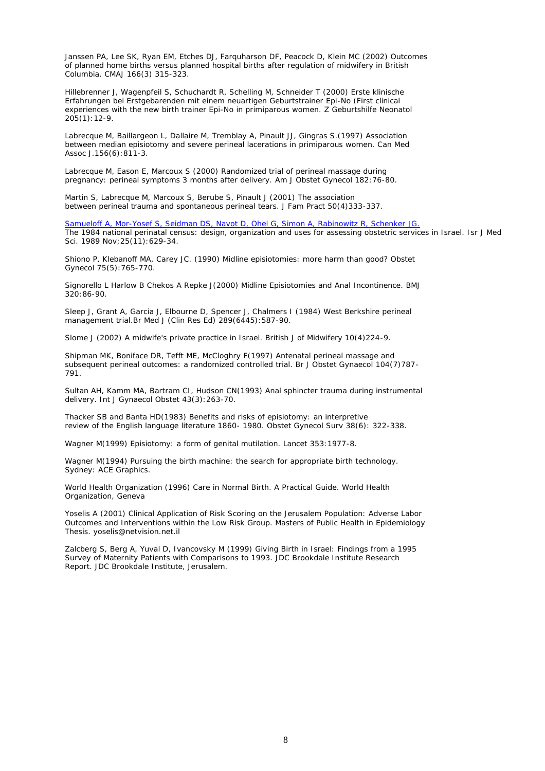Janssen PA, Lee SK, Ryan EM, Etches DJ, Farquharson DF, Peacock D, Klein MC (2002) Outcomes of planned home births versus planned hospital births after regulation of midwifery in British Columbia. CMAJ 166(3) 315-323.

Hillebrenner J, Wagenpfeil S, Schuchardt R, Schelling M, Schneider T (2000) Erste klinische Erfahrungen bei Erstgebarenden mit einem neuartigen Geburtstrainer Epi-No (First clinical experiences with the new birth trainer Epi-No in primiparous women. Z Geburtshilfe Neonatol 205(1):12-9.

Labrecque M, Baillargeon L, Dallaire M, Tremblay A, Pinault JJ, Gingras S.(1997) Association between median episiotomy and severe perineal lacerations in primiparous women. Can Med Assoc J.156(6):811-3.

Labrecque M, Eason E, Marcoux S (2000) Randomized trial of perineal massage during pregnancy: perineal symptoms 3 months after delivery. Am J Obstet Gynecol 182:76-80.

Martin S, Labrecque M, Marcoux S, Berube S, Pinault J (2001) The association between perineal trauma and spontaneous perineal tears. J Fam Pract 50(4)333-337.

Samueloff A, Mor-Yosef S, Seidman DS, Navot D, Ohel G, Simon A, Rabinowitz R, Schenker JG. The 1984 national perinatal census: design, organization and uses for assessing obstetric services in Israel. Isr J Med Sci. 1989 Nov;25(11):629-34.

Shiono P, Klebanoff MA, Carey JC. (1990) Midline episiotomies: more harm than good? Obstet Gynecol 75(5):765-770.

Signorello L Harlow B Chekos A Repke J(2000) Midline Episiotomies and Anal Incontinence. BMJ 320:86-90.

Sleep J, Grant A, Garcia J, Elbourne D, Spencer J, Chalmers I (1984) West Berkshire perineal management trial.Br Med J (Clin Res Ed) 289(6445):587-90.

Slome J (2002) A midwife's private practice in Israel. British J of Midwifery 10(4)224-9.

Shipman MK, Boniface DR, Tefft ME, McCloghry F(1997) Antenatal perineal massage and subsequent perineal outcomes: a randomized controlled trial. Br J Obstet Gynaecol 104(7)787-791.

Sultan AH, Kamm MA, Bartram CI, Hudson CN(1993) Anal sphincter trauma during instrumental delivery. Int J Gynaecol Obstet 43(3):263-70.

Thacker SB and Banta HD(1983) Benefits and risks of episiotomy: an interpretive review of the English language literature 1860- 1980. Obstet Gynecol Surv 38(6): 322-338.

Wagner M(1999) Episiotomy: a form of genital mutilation. Lancet 353:1977-8.

Wagner M(1994) Pursuing the birth machine: the search for appropriate birth technology. Sydney: ACE Graphics.

World Health Organization (1996) Care in Normal Birth. A Practical Guide. World Health Organization, Geneva

Yoselis A (2001) Clinical Application of Risk Scoring on the Jerusalem Population: Adverse Labor Outcomes and Interventions within the Low Risk Group. Masters of Public Health in Epidemiology Thesis. yoselis@netvision.net.il

Zalcberg S, Berg A, Yuval D, Ivancovsky M (1999) Giving Birth in Israel: Findings from a 1995 Survey of Maternity Patients with Comparisons to 1993. JDC Brookdale Institute Research Report. JDC Brookdale Institute, Jerusalem.